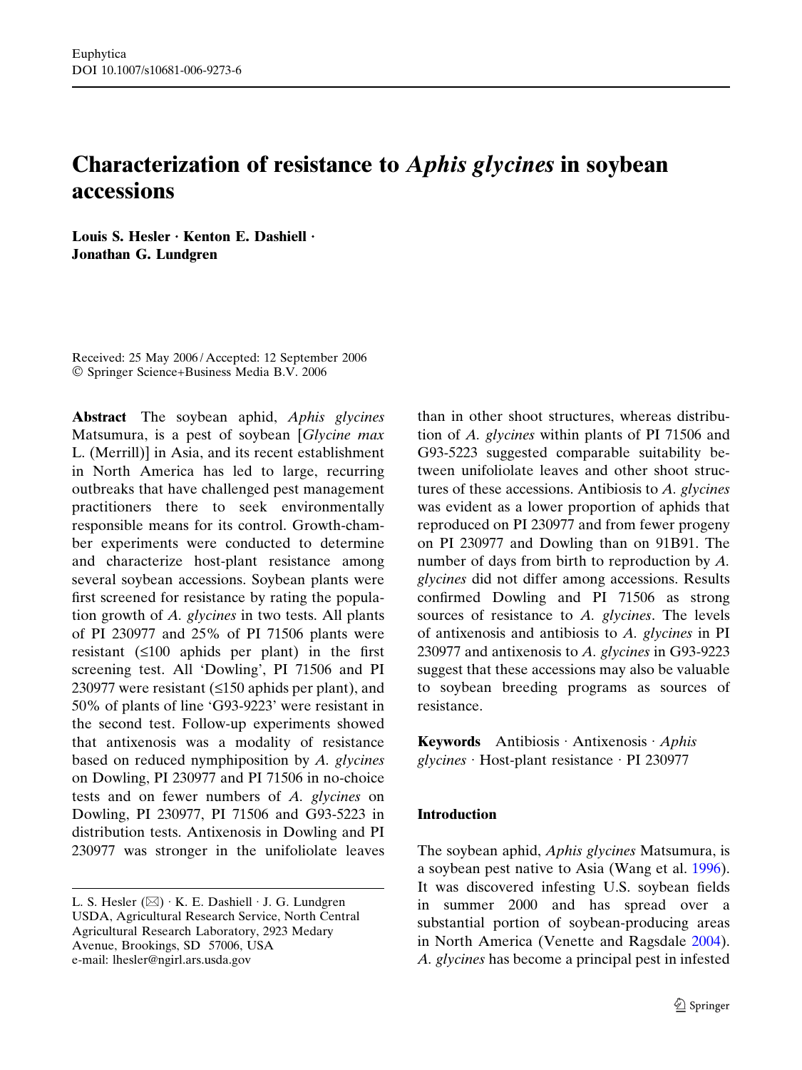# Characterization of resistance to *Aphis glycines* in soybean accessions

**Louis S. Hesler · Kenton E. Dashiell · Jonathan G. Lundgren**

Received: 25 May 2006 / Accepted: 12 September 2006
© Springer Science+Business Media B.V. 2006

**Abstract** The soybean aphid, *Aphis glycines* Matsumura, is a pest of soybean [*Glycine max* L. (Merrill)] in Asia, and its recent establishment in North America has led to large, recurring outbreaks that have challenged pest management practitioners there to seek environmentally responsible means for its control. Growth-chamber experiments were conducted to determine and characterize host-plant resistance among several soybean accessions. Soybean plants were first screened for resistance by rating the population growth of *A. glycines* in two tests. All plants of PI 230977 and 25% of PI 71506 plants were resistant (≤100 aphids per plant) in the first screening test. All 'Dowling', PI 71506 and PI 230977 were resistant (≤150 aphids per plant), and 50% of plants of line 'G93-9223' were resistant in the second test. Follow-up experiments showed that antixenosis was a modality of resistance based on reduced nymphiposition by *A. glycines* on Dowling, PI 230977 and PI 71506 in no-choice tests and on fewer numbers of *A. glycines* on Dowling, PI 230977, PI 71506 and G93-5223 in distribution tests. Antixenosis in Dowling and PI 230977 was stronger in the unifoliolate leaves than in other shoot structures, whereas distribution of *A. glycines* within plants of PI 71506 and G93-5223 suggested comparable suitability between unifoliolate leaves and other shoot structures of these accessions. Antibiosis to *A. glycines* was evident as a lower proportion of aphids that reproduced on PI 230977 and from fewer progeny on PI 230977 and Dowling than on 91B91. The number of days from birth to reproduction by *A. glycines* did not differ among accessions. Results confirmed Dowling and PI 71506 as strong sources of resistance to *A. glycines*. The levels of antixenosis and antibiosis to *A. glycines* in PI 230977 and antixenosis to *A. glycines* in G93-9223 suggest that these accessions may also be valuable to soybean breeding programs as sources of resistance.

**Keywords** Antibiosis · Antixenosis · *Aphis glycines* · Host-plant resistance · PI 230977

L. S. Hesler (✉) · K. E. Dashiell · J. G. Lundgren
USDA, Agricultural Research Service, North Central Agricultural Research Laboratory, 2923 Medary Avenue, Brookings, SD 57006, USA
e-mail: lhesler@ngirl.ars.usda.gov

## Introduction

The soybean aphid, *Aphis glycines* Matsumura, is a soybean pest native to Asia (Wang et al. 1996). It was discovered infesting U.S. soybean fields in summer 2000 and has spread over a substantial portion of soybean-producing areas in North America (Venette and Ragsdale 2004). *A. glycines* has become a principal pest in infested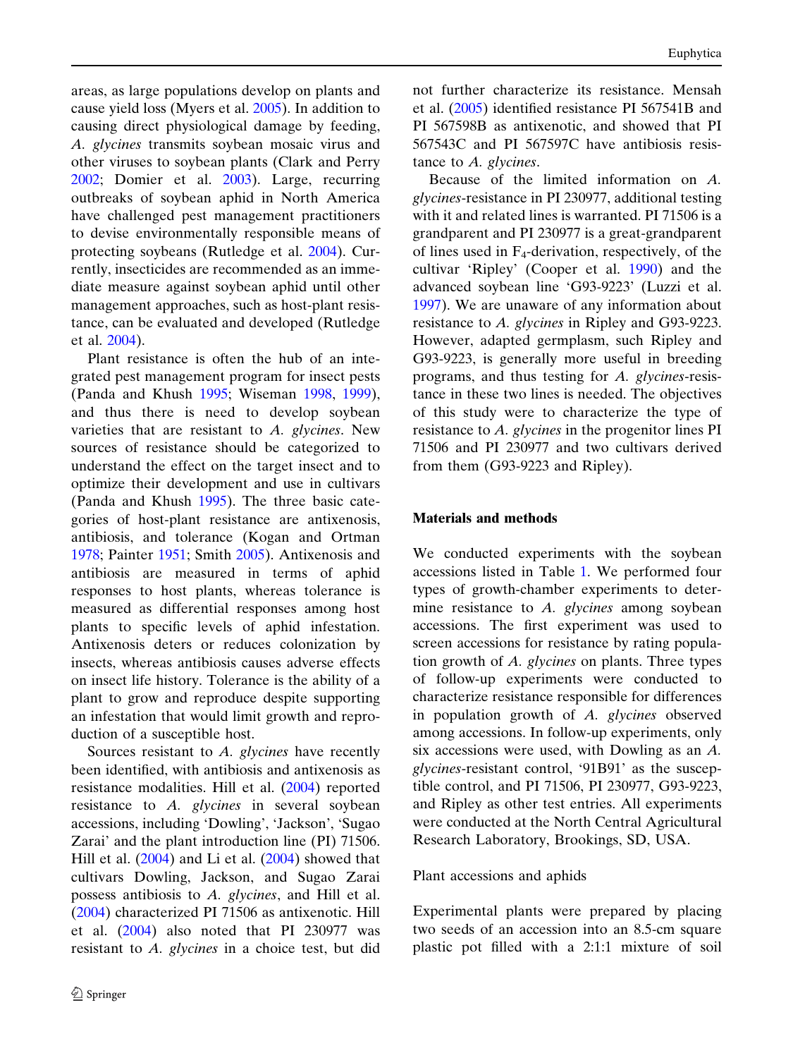areas, as large populations develop on plants and cause yield loss (Myers et al. 2005). In addition to causing direct physiological damage by feeding, *A. glycines* transmits soybean mosaic virus and other viruses to soybean plants (Clark and Perry 2002; Domier et al. 2003). Large, recurring outbreaks of soybean aphid in North America have challenged pest management practitioners to devise environmentally responsible means of protecting soybeans (Rutledge et al. 2004). Currently, insecticides are recommended as an immediate measure against soybean aphid until other management approaches, such as host-plant resistance, can be evaluated and developed (Rutledge et al. 2004).

Plant resistance is often the hub of an integrated pest management program for insect pests (Panda and Khush 1995; Wiseman 1998, 1999), and thus there is need to develop soybean varieties that are resistant to *A. glycines*. New sources of resistance should be categorized to understand the effect on the target insect and to optimize their development and use in cultivars (Panda and Khush 1995). The three basic categories of host-plant resistance are antixenosis, antibiosis, and tolerance (Kogan and Ortman 1978; Painter 1951; Smith 2005). Antixenosis and antibiosis are measured in terms of aphid responses to host plants, whereas tolerance is measured as differential responses among host plants to specific levels of aphid infestation. Antixenosis deters or reduces colonization by insects, whereas antibiosis causes adverse effects on insect life history. Tolerance is the ability of a plant to grow and reproduce despite supporting an infestation that would limit growth and reproduction of a susceptible host.

Sources resistant to *A. glycines* have recently been identified, with antibiosis and antixenosis as resistance modalities. Hill et al. (2004) reported resistance to *A. glycines* in several soybean accessions, including 'Dowling', 'Jackson', 'Sugao Zarai' and the plant introduction line (PI) 71506. Hill et al. (2004) and Li et al. (2004) showed that cultivars Dowling, Jackson, and Sugao Zarai possess antibiosis to *A. glycines*, and Hill et al. (2004) characterized PI 71506 as antixenotic. Hill et al. (2004) also noted that PI 230977 was resistant to *A. glycines* in a choice test, but did not further characterize its resistance. Mensah et al. (2005) identified resistance PI 567541B and PI 567598B as antixenotic, and showed that PI 567543C and PI 567597C have antibiosis resistance to *A. glycines*.

Because of the limited information on *A. glycines*-resistance in PI 230977, additional testing with it and related lines is warranted. PI 71506 is a grandparent and PI 230977 is a great-grandparent of lines used in $F_4$-derivation, respectively, of the cultivar 'Ripley' (Cooper et al. 1990) and the advanced soybean line 'G93-9223' (Luzzi et al. 1997). We are unaware of any information about resistance to *A. glycines* in Ripley and G93-9223. However, adapted germplasm, such Ripley and G93-9223, is generally more useful in breeding programs, and thus testing for *A. glycines*-resistance in these two lines is needed. The objectives of this study were to characterize the type of resistance to *A. glycines* in the progenitor lines PI 71506 and PI 230977 and two cultivars derived from them (G93-9223 and Ripley).

## Materials and methods

We conducted experiments with the soybean accessions listed in Table 1. We performed four types of growth-chamber experiments to determine resistance to *A. glycines* among soybean accessions. The first experiment was used to screen accessions for resistance by rating population growth of *A. glycines* on plants. Three types of follow-up experiments were conducted to characterize resistance responsible for differences in population growth of *A. glycines* observed among accessions. In follow-up experiments, only six accessions were used, with Dowling as an *A. glycines*-resistant control, '91B91' as the susceptible control, and PI 71506, PI 230977, G93-9223, and Ripley as other test entries. All experiments were conducted at the North Central Agricultural Research Laboratory, Brookings, SD, USA.

### Plant accessions and aphids

Experimental plants were prepared by placing two seeds of an accession into an 8.5-cm square plastic pot filled with a 2:1:1 mixture of soil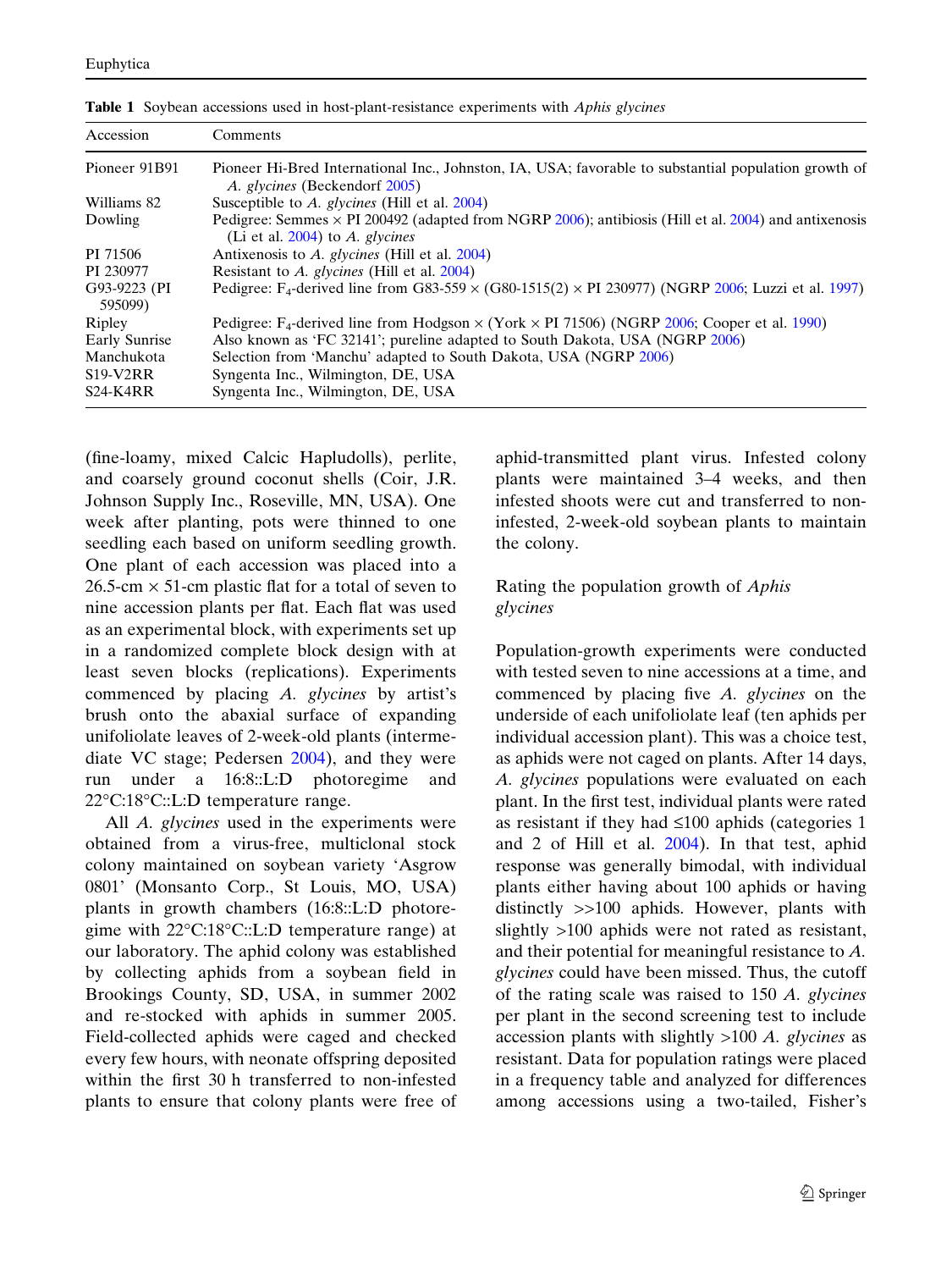**Table 1** Soybean accessions used in host-plant-resistance experiments with *Aphis glycines*

| Accession | Comments |
|---|---|
| Pioneer 91B91 | Pioneer Hi-Bred International Inc., Johnston, IA, USA; favorable to substantial population growth of *A. glycines* (Beckendorf 2005) |
| Williams 82 | Susceptible to *A. glycines* (Hill et al. 2004) |
| Dowling | Pedigree: Semmes × PI 200492 (adapted from NGRP 2006); antibiosis (Hill et al. 2004) and antixenosis (Li et al. 2004) to *A. glycines* |
| PI 71506 | Antixenosis to *A. glycines* (Hill et al. 2004) |
| PI 230977 | Resistant to *A. glycines* (Hill et al. 2004) |
| G93-9223 (PI 595099) | Pedigree: $F_4$-derived line from G83-559 × (G80-1515(2) × PI 230977) (NGRP 2006; Luzzi et al. 1997) |
| Ripley | Pedigree: $F_4$-derived line from Hodgson × (York × PI 71506) (NGRP 2006; Cooper et al. 1990) |
| Early Sunrise | Also known as 'FC 32141'; pureline adapted to South Dakota, USA (NGRP 2006) |
| Manchukota | Selection from 'Manchu' adapted to South Dakota, USA (NGRP 2006) |
| S19-V2RR | Syngenta Inc., Wilmington, DE, USA |
| S24-K4RR | Syngenta Inc., Wilmington, DE, USA |

(fine-loamy, mixed Calcic Hapludolls), perlite, and coarsely ground coconut shells (Coir, J.R. Johnson Supply Inc., Roseville, MN, USA). One week after planting, pots were thinned to one seedling each based on uniform seedling growth. One plant of each accession was placed into a 26.5-cm × 51-cm plastic flat for a total of seven to nine accession plants per flat. Each flat was used as an experimental block, with experiments set up in a randomized complete block design with at least seven blocks (replications). Experiments commenced by placing *A. glycines* by artist's brush onto the abaxial surface of expanding unifoliolate leaves of 2-week-old plants (intermediate VC stage; Pedersen 2004), and they were run under a 16:8::L:D photoregime and 22°C:18°C::L:D temperature range.

All *A. glycines* used in the experiments were obtained from a virus-free, multiclonal stock colony maintained on soybean variety 'Asgrow 0801' (Monsanto Corp., St Louis, MO, USA) plants in growth chambers (16:8::L:D photoregime with 22°C:18°C::L:D temperature range) at our laboratory. The aphid colony was established by collecting aphids from a soybean field in Brookings County, SD, USA, in summer 2002 and re-stocked with aphids in summer 2005. Field-collected aphids were caged and checked every few hours, with neonate offspring deposited within the first 30 h transferred to non-infested plants to ensure that colony plants were free of aphid-transmitted plant virus. Infested colony plants were maintained 3–4 weeks, and then infested shoots were cut and transferred to non-infested, 2-week-old soybean plants to maintain the colony.

## Rating the population growth of *Aphis glycines*

Population-growth experiments were conducted with tested seven to nine accessions at a time, and commenced by placing five *A. glycines* on the underside of each unifoliolate leaf (ten aphids per individual accession plant). This was a choice test, as aphids were not caged on plants. After 14 days, *A. glycines* populations were evaluated on each plant. In the first test, individual plants were rated as resistant if they had ≤100 aphids (categories 1 and 2 of Hill et al. 2004). In that test, aphid response was generally bimodal, with individual plants either having about 100 aphids or having distinctly >>100 aphids. However, plants with slightly >100 aphids were not rated as resistant, and their potential for meaningful resistance to *A. glycines* could have been missed. Thus, the cutoff of the rating scale was raised to 150 *A. glycines* per plant in the second screening test to include accession plants with slightly >100 *A. glycines* as resistant. Data for population ratings were placed in a frequency table and analyzed for differences among accessions using a two-tailed, Fisher's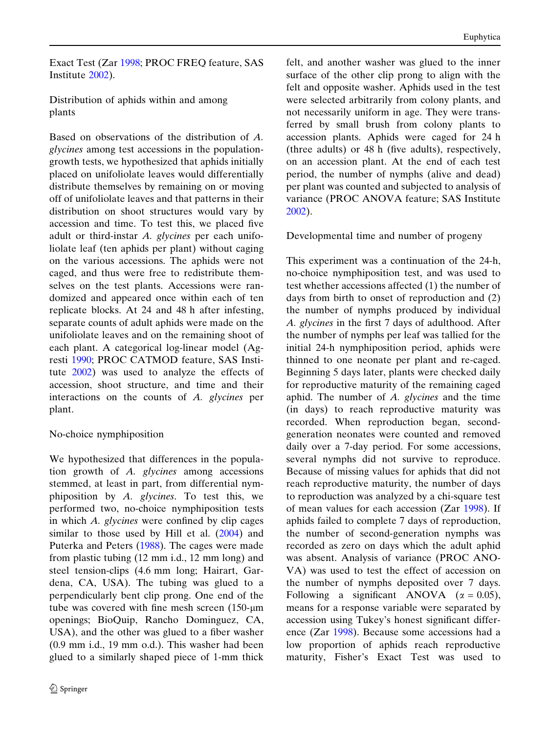Exact Test (Zar 1998; PROC FREQ feature, SAS Institute 2002).

### Distribution of aphids within and among plants

Based on observations of the distribution of *A. glycines* among test accessions in the population-growth tests, we hypothesized that aphids initially placed on unifoliolate leaves would differentially distribute themselves by remaining on or moving off of unifoliolate leaves and that patterns in their distribution on shoot structures would vary by accession and time. To test this, we placed five adult or third-instar *A. glycines* per each unifoliolate leaf (ten aphids per plant) without caging on the various accessions. The aphids were not caged, and thus were free to redistribute themselves on the test plants. Accessions were randomized and appeared once within each of ten replicate blocks. At 24 and 48 h after infesting, separate counts of adult aphids were made on the unifoliolate leaves and on the remaining shoot of each plant. A categorical log-linear model (Agresti 1990; PROC CATMOD feature, SAS Institute 2002) was used to analyze the effects of accession, shoot structure, and time and their interactions on the counts of *A. glycines* per plant.

### No-choice nymphiposition

We hypothesized that differences in the population growth of *A. glycines* among accessions stemmed, at least in part, from differential nymphiposition by *A. glycines*. To test this, we performed two, no-choice nymphiposition tests in which *A. glycines* were confined by clip cages similar to those used by Hill et al. (2004) and Puterka and Peters (1988). The cages were made from plastic tubing (12 mm i.d., 12 mm long) and steel tension-clips (4.6 mm long; Hairart, Gardena, CA, USA). The tubing was glued to a perpendicularly bent clip prong. One end of the tube was covered with fine mesh screen (150-μm openings; BioQuip, Rancho Dominguez, CA, USA), and the other was glued to a fiber washer (0.9 mm i.d., 19 mm o.d.). This washer had been glued to a similarly shaped piece of 1-mm thick felt, and another washer was glued to the inner surface of the other clip prong to align with the felt and opposite washer. Aphids used in the test were selected arbitrarily from colony plants, and not necessarily uniform in age. They were transferred by small brush from colony plants to accession plants. Aphids were caged for 24 h (three adults) or 48 h (five adults), respectively, on an accession plant. At the end of each test period, the number of nymphs (alive and dead) per plant was counted and subjected to analysis of variance (PROC ANOVA feature; SAS Institute 2002).

### Developmental time and number of progeny

This experiment was a continuation of the 24-h, no-choice nymphiposition test, and was used to test whether accessions affected (1) the number of days from birth to onset of reproduction and (2) the number of nymphs produced by individual *A. glycines* in the first 7 days of adulthood. After the number of nymphs per leaf was tallied for the initial 24-h nymphiposition period, aphids were thinned to one neonate per plant and re-caged. Beginning 5 days later, plants were checked daily for reproductive maturity of the remaining caged aphid. The number of *A. glycines* and the time (in days) to reach reproductive maturity was recorded. When reproduction began, second-generation neonates were counted and removed daily over a 7-day period. For some accessions, several nymphs did not survive to reproduce. Because of missing values for aphids that did not reach reproductive maturity, the number of days to reproduction was analyzed by a chi-square test of mean values for each accession (Zar 1998). If aphids failed to complete 7 days of reproduction, the number of second-generation nymphs was recorded as zero on days which the adult aphid was absent. Analysis of variance (PROC ANOVA) was used to test the effect of accession on the number of nymphs deposited over 7 days. Following a significant ANOVA ($\alpha = 0.05$), means for a response variable were separated by accession using Tukey's honest significant difference (Zar 1998). Because some accessions had a low proportion of aphids reach reproductive maturity, Fisher's Exact Test was used to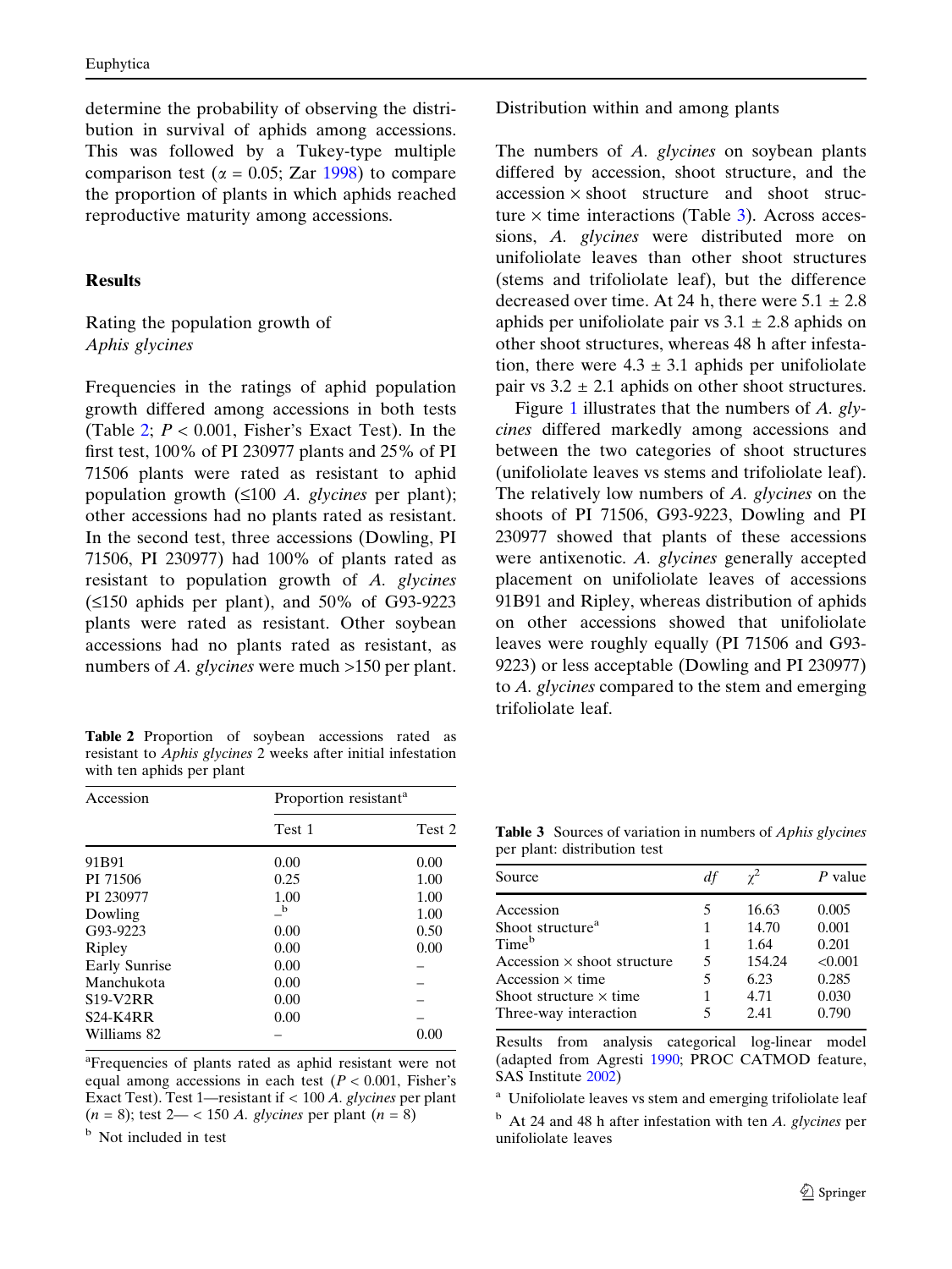determine the probability of observing the distribution in survival of aphids among accessions. This was followed by a Tukey-type multiple comparison test ($\alpha = 0.05$; Zar 1998) to compare the proportion of plants in which aphids reached reproductive maturity among accessions.

## Results

### Rating the population growth of *Aphis glycines*

Frequencies in the ratings of aphid population growth differed among accessions in both tests (Table 2; $P < 0.001$, Fisher's Exact Test). In the first test, 100% of PI 230977 plants and 25% of PI 71506 plants were rated as resistant to aphid population growth (≤100 *A. glycines* per plant); other accessions had no plants rated as resistant. In the second test, three accessions (Dowling, PI 71506, PI 230977) had 100% of plants rated as resistant to population growth of *A. glycines* (≤150 aphids per plant), and 50% of G93-9223 plants were rated as resistant. Other soybean accessions had no plants rated as resistant, as numbers of *A. glycines* were much >150 per plant.

**Table 2** Proportion of soybean accessions rated as resistant to *Aphis glycines* 2 weeks after initial infestation with ten aphids per plant

| Accession | Proportion resistant[a] | |
|---|---|---|
| | Test 1 | Test 2 |
| 91B91 | 0.00 | 0.00 |
| PI 71506 | 0.25 | 1.00 |
| PI 230977 | 1.00 | 1.00 |
| Dowling | –[b] | 1.00 |
| G93-9223 | 0.00 | 0.50 |
| Ripley | 0.00 | 0.00 |
| Early Sunrise | 0.00 | – |
| Manchukota | 0.00 | – |
| S19-V2RR | 0.00 | – |
| S24-K4RR | 0.00 | – |
| Williams 82 | – | 0.00 |

[a] Frequencies of plants rated as aphid resistant were not equal among accessions in each test ($P < 0.001$, Fisher's Exact Test). Test 1—resistant if < 100 *A. glycines* per plant ($n = 8$); test 2— < 150 *A. glycines* per plant ($n = 8$)

[b] Not included in test

### Distribution within and among plants

The numbers of *A. glycines* on soybean plants differed by accession, shoot structure, and the accession × shoot structure and shoot structure × time interactions (Table 3). Across accessions, *A. glycines* were distributed more on unifoliolate leaves than other shoot structures (stems and trifoliolate leaf), but the difference decreased over time. At 24 h, there were 5.1 ± 2.8 aphids per unifoliolate pair vs 3.1 ± 2.8 aphids on other shoot structures, whereas 48 h after infestation, there were 4.3 ± 3.1 aphids per unifoliolate pair vs 3.2 ± 2.1 aphids on other shoot structures.

Figure 1 illustrates that the numbers of *A. glycines* differed markedly among accessions and between the two categories of shoot structures (unifoliolate leaves vs stems and trifoliolate leaf). The relatively low numbers of *A. glycines* on the shoots of PI 71506, G93-9223, Dowling and PI 230977 showed that plants of these accessions were antixenotic. *A. glycines* generally accepted placement on unifoliolate leaves of accessions 91B91 and Ripley, whereas distribution of aphids on other accessions showed that unifoliolate leaves were roughly equally (PI 71506 and G93-9223) or less acceptable (Dowling and PI 230977) to *A. glycines* compared to the stem and emerging trifoliolate leaf.

**Table 3** Sources of variation in numbers of *Aphis glycines* per plant: distribution test

| Source | *df* | $\chi^2$ | *P* value |
|---|---|---|---|
| Accession | 5 | 16.63 | 0.005 |
| Shoot structure[a] | 1 | 14.70 | 0.001 |
| Time[b] | 1 | 1.64 | 0.201 |
| Accession × shoot structure | 5 | 154.24 | <0.001 |
| Accession × time | 5 | 6.23 | 0.285 |
| Shoot structure × time | 1 | 4.71 | 0.030 |
| Three-way interaction | 5 | 2.41 | 0.790 |

Results from analysis categorical log-linear model (adapted from Agresti 1990; PROC CATMOD feature, SAS Institute 2002)

[a] Unifoliolate leaves vs stem and emerging trifoliolate leaf

[b] At 24 and 48 h after infestation with ten *A. glycines* per unifoliolate leaves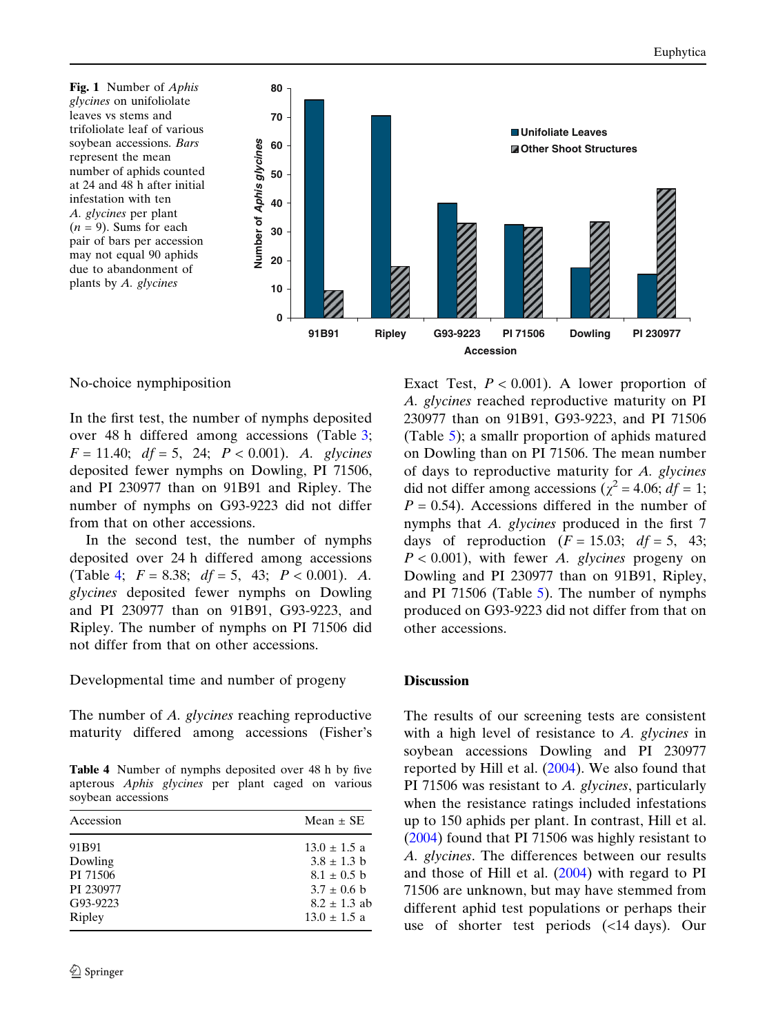**Fig. 1** Number of *Aphis glycines* on unifoliolate leaves vs stems and trifoliolate leaf of various soybean accessions. *Bars* represent the mean number of aphids counted at 24 and 48 h after initial infestation with ten *A. glycines* per plant ($n = 9$). Sums for each pair of bars per accession may not equal 90 aphids due to abandonment of plants by *A. glycines*

### No-choice nymphiposition

In the first test, the number of nymphs deposited over 48 h differed among accessions (Table 3; $F = 11.40$; $df = 5$, 24; $P < 0.001$). *A. glycines* deposited fewer nymphs on Dowling, PI 71506, and PI 230977 than on 91B91 and Ripley. The number of nymphs on G93-9223 did not differ from that on other accessions.

In the second test, the number of nymphs deposited over 24 h differed among accessions (Table 4; $F = 8.38$; $df = 5$, 43; $P < 0.001$). *A. glycines* deposited fewer nymphs on Dowling and PI 230977 than on 91B91, G93-9223, and Ripley. The number of nymphs on PI 71506 did not differ from that on other accessions.

### Developmental time and number of progeny

The number of *A. glycines* reaching reproductive maturity differed among accessions (Fisher's Exact Test, $P < 0.001$). A lower proportion of *A. glycines* reached reproductive maturity on PI 230977 than on 91B91, G93-9223, and PI 71506 (Table 5); a smallr proportion of aphids matured on Dowling than on PI 71506. The mean number of days to reproductive maturity for *A. glycines* did not differ among accessions ($\chi^2 = 4.06$; $df = 1$; $P = 0.54$). Accessions differed in the number of nymphs that *A. glycines* produced in the first 7 days of reproduction ($F = 15.03$; $df = 5$, 43; $P < 0.001$), with fewer *A. glycines* progeny on Dowling and PI 230977 than on 91B91, Ripley, and PI 71506 (Table 5). The number of nymphs produced on G93-9223 did not differ from that on other accessions.

**Table 4** Number of nymphs deposited over 48 h by five apterous *Aphis glycines* per plant caged on various soybean accessions

| Accession | Mean ± SE |
|---|---|
| 91B91 | 13.0 ± 1.5 a |
| Dowling | 3.8 ± 1.3 b |
| PI 71506 | 8.1 ± 0.5 b |
| PI 230977 | 3.7 ± 0.6 b |
| G93-9223 | 8.2 ± 1.3 ab |
| Ripley | 13.0 ± 1.5 a |

## Discussion

The results of our screening tests are consistent with a high level of resistance to *A. glycines* in soybean accessions Dowling and PI 230977 reported by Hill et al. (2004). We also found that PI 71506 was resistant to *A. glycines*, particularly when the resistance ratings included infestations up to 150 aphids per plant. In contrast, Hill et al. (2004) found that PI 71506 was highly resistant to *A. glycines*. The differences between our results and those of Hill et al. (2004) with regard to PI 71506 are unknown, but may have stemmed from different aphid test populations or perhaps their use of shorter test periods (<14 days). Our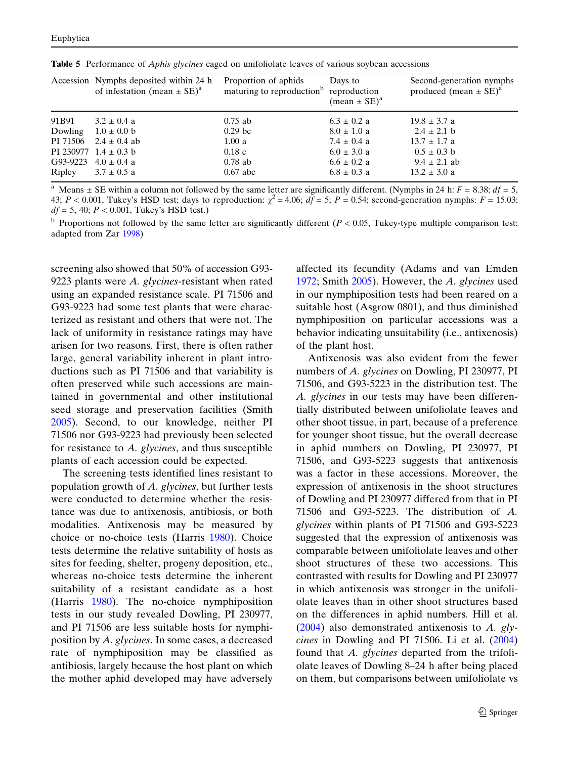**Table 5** Performance of *Aphis glycines* caged on unifoliolate leaves of various soybean accessions

| Accession | Nymphs deposited within 24 h of infestation (mean ± SE)[a] | Proportion of aphids maturing to reproduction[b] | Days to reproduction (mean ± SE)[a] | Second-generation nymphs produced (mean ± SE)[a] |
|---|---|---|---|---|
| 91B91 | 3.2 ± 0.4 a | 0.75 ab | 6.3 ± 0.2 a | 19.8 ± 3.7 a |
| Dowling | 1.0 ± 0.0 b | 0.29 bc | 8.0 ± 1.0 a | 2.4 ± 2.1 b |
| PI 71506 | 2.4 ± 0.4 ab | 1.00 a | 7.4 ± 0.4 a | 13.7 ± 1.7 a |
| PI 230977 | 1.4 ± 0.3 b | 0.18 c | 6.0 ± 3.0 a | 0.5 ± 0.3 b |
| G93-9223 | 4.0 ± 0.4 a | 0.78 ab | 6.6 ± 0.2 a | 9.4 ± 2.1 ab |
| Ripley | 3.7 ± 0.5 a | 0.67 abc | 6.8 ± 0.3 a | 13.2 ± 3.0 a |

[a] Means ± SE within a column not followed by the same letter are significantly different. (Nymphs in 24 h: $F = 8.38$; $df = 5$, 43; $P < 0.001$, Tukey's HSD test; days to reproduction: $\chi^2 = 4.06$; $df = 5$; $P = 0.54$; second-generation nymphs: $F = 15.03$; $df = 5$, 40; $P < 0.001$, Tukey's HSD test.)

[b] Proportions not followed by the same letter are significantly different ($P < 0.05$, Tukey-type multiple comparison test; adapted from Zar 1998)

screening also showed that 50% of accession G93-9223 plants were *A. glycines*-resistant when rated using an expanded resistance scale. PI 71506 and G93-9223 had some test plants that were characterized as resistant and others that were not. The lack of uniformity in resistance ratings may have arisen for two reasons. First, there is often rather large, general variability inherent in plant introductions such as PI 71506 and that variability is often preserved while such accessions are maintained in governmental and other institutional seed storage and preservation facilities (Smith 2005). Second, to our knowledge, neither PI 71506 nor G93-9223 had previously been selected for resistance to *A. glycines*, and thus susceptible plants of each accession could be expected.

The screening tests identified lines resistant to population growth of *A. glycines*, but further tests were conducted to determine whether the resistance was due to antixenosis, antibiosis, or both modalities. Antixenosis may be measured by choice or no-choice tests (Harris 1980). Choice tests determine the relative suitability of hosts as sites for feeding, shelter, progeny deposition, etc., whereas no-choice tests determine the inherent suitability of a resistant candidate as a host (Harris 1980). The no-choice nymphiposition tests in our study revealed Dowling, PI 230977, and PI 71506 are less suitable hosts for nymphiposition by *A. glycines*. In some cases, a decreased rate of nymphiposition may be classified as antibiosis, largely because the host plant on which the mother aphid developed may have adversely affected its fecundity (Adams and van Emden 1972; Smith 2005). However, the *A. glycines* used in our nymphiposition tests had been reared on a suitable host (Asgrow 0801), and thus diminished nymphiposition on particular accessions was a behavior indicating unsuitability (i.e., antixenosis) of the plant host.

Antixenosis was also evident from the fewer numbers of *A. glycines* on Dowling, PI 230977, PI 71506, and G93-5223 in the distribution test. The *A. glycines* in our tests may have been differentially distributed between unifoliolate leaves and other shoot tissue, in part, because of a preference for younger shoot tissue, but the overall decrease in aphid numbers on Dowling, PI 230977, PI 71506, and G93-5223 suggests that antixenosis was a factor in these accessions. Moreover, the expression of antixenosis in the shoot structures of Dowling and PI 230977 differed from that in PI 71506 and G93-5223. The distribution of *A. glycines* within plants of PI 71506 and G93-5223 suggested that the expression of antixenosis was comparable between unifoliolate leaves and other shoot structures of these two accessions. This contrasted with results for Dowling and PI 230977 in which antixenosis was stronger in the unifoliolate leaves than in other shoot structures based on the differences in aphid numbers. Hill et al. (2004) also demonstrated antixenosis to *A. glycines* in Dowling and PI 71506. Li et al. (2004) found that *A. glycines* departed from the trifoliolate leaves of Dowling 8–24 h after being placed on them, but comparisons between unifoliolate vs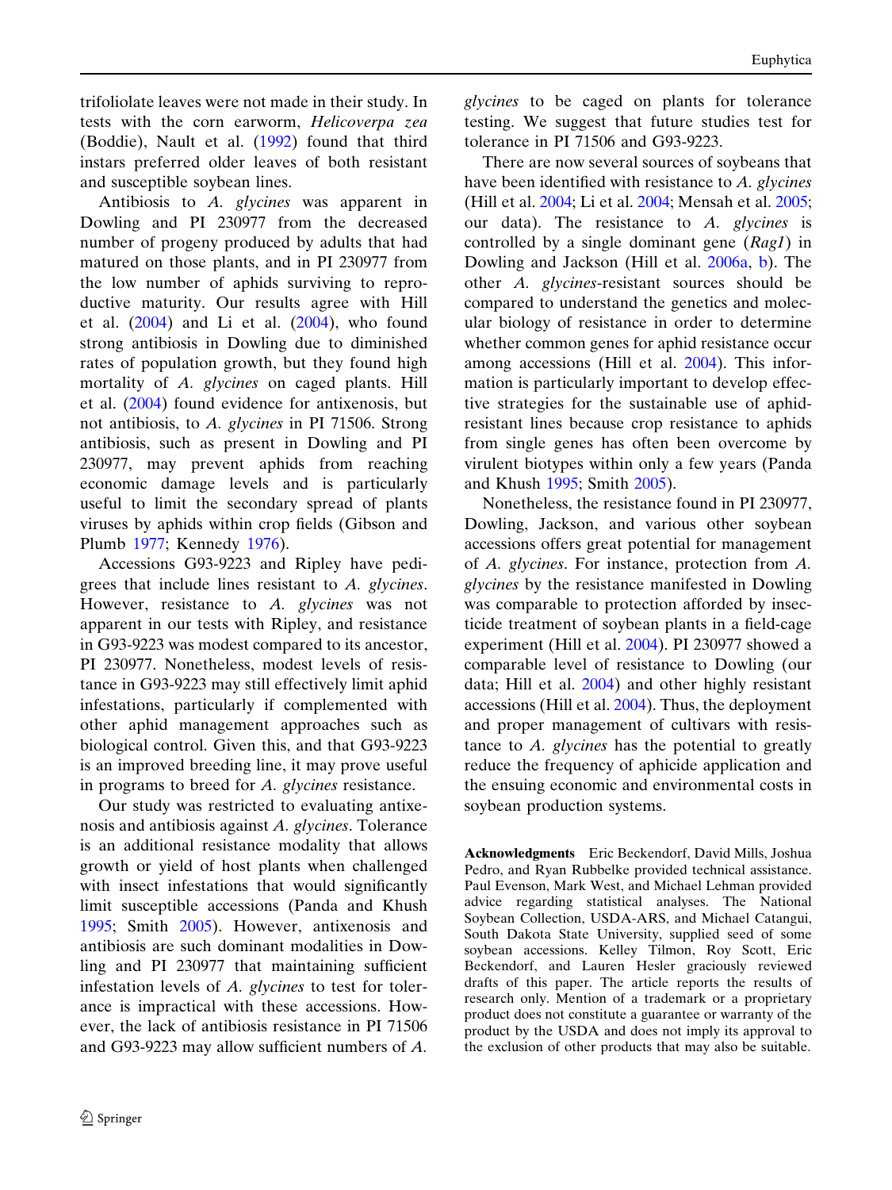trifoliolate leaves were not made in their study. In tests with the corn earworm, *Helicoverpa zea* (Boddie), Nault et al. (1992) found that third instars preferred older leaves of both resistant and susceptible soybean lines.

Antibiosis to *A. glycines* was apparent in Dowling and PI 230977 from the decreased number of progeny produced by adults that had matured on those plants, and in PI 230977 from the low number of aphids surviving to reproductive maturity. Our results agree with Hill et al. (2004) and Li et al. (2004), who found strong antibiosis in Dowling due to diminished rates of population growth, but they found high mortality of *A. glycines* on caged plants. Hill et al. (2004) found evidence for antixenosis, but not antibiosis, to *A. glycines* in PI 71506. Strong antibiosis, such as present in Dowling and PI 230977, may prevent aphids from reaching economic damage levels and is particularly useful to limit the secondary spread of plants viruses by aphids within crop fields (Gibson and Plumb 1977; Kennedy 1976).

Accessions G93-9223 and Ripley have pedigrees that include lines resistant to *A. glycines*. However, resistance to *A. glycines* was not apparent in our tests with Ripley, and resistance in G93-9223 was modest compared to its ancestor, PI 230977. Nonetheless, modest levels of resistance in G93-9223 may still effectively limit aphid infestations, particularly if complemented with other aphid management approaches such as biological control. Given this, and that G93-9223 is an improved breeding line, it may prove useful in programs to breed for *A. glycines* resistance.

Our study was restricted to evaluating antixenosis and antibiosis against *A. glycines*. Tolerance is an additional resistance modality that allows growth or yield of host plants when challenged with insect infestations that would significantly limit susceptible accessions (Panda and Khush 1995; Smith 2005). However, antixenosis and antibiosis are such dominant modalities in Dowling and PI 230977 that maintaining sufficient infestation levels of *A. glycines* to test for tolerance is impractical with these accessions. However, the lack of antibiosis resistance in PI 71506 and G93-9223 may allow sufficient numbers of *A. glycines* to be caged on plants for tolerance testing. We suggest that future studies test for tolerance in PI 71506 and G93-9223.

There are now several sources of soybeans that have been identified with resistance to *A. glycines* (Hill et al. 2004; Li et al. 2004; Mensah et al. 2005; our data). The resistance to *A. glycines* is controlled by a single dominant gene (*Rag1*) in Dowling and Jackson (Hill et al. 2006a, b). The other *A. glycines*-resistant sources should be compared to understand the genetics and molecular biology of resistance in order to determine whether common genes for aphid resistance occur among accessions (Hill et al. 2004). This information is particularly important to develop effective strategies for the sustainable use of aphid-resistant lines because crop resistance to aphids from single genes has often been overcome by virulent biotypes within only a few years (Panda and Khush 1995; Smith 2005).

Nonetheless, the resistance found in PI 230977, Dowling, Jackson, and various other soybean accessions offers great potential for management of *A. glycines*. For instance, protection from *A. glycines* by the resistance manifested in Dowling was comparable to protection afforded by insecticide treatment of soybean plants in a field-cage experiment (Hill et al. 2004). PI 230977 showed a comparable level of resistance to Dowling (our data; Hill et al. 2004) and other highly resistant accessions (Hill et al. 2004). Thus, the deployment and proper management of cultivars with resistance to *A. glycines* has the potential to greatly reduce the frequency of aphicide application and the ensuing economic and environmental costs in soybean production systems.

**Acknowledgments** Eric Beckendorf, David Mills, Joshua Pedro, and Ryan Rubbelke provided technical assistance. Paul Evenson, Mark West, and Michael Lehman provided advice regarding statistical analyses. The National Soybean Collection, USDA-ARS, and Michael Catangui, South Dakota State University, supplied seed of some soybean accessions. Kelley Tilmon, Roy Scott, Eric Beckendorf, and Lauren Hesler graciously reviewed drafts of this paper. The article reports the results of research only. Mention of a trademark or a proprietary product does not constitute a guarantee or warranty of the product by the USDA and does not imply its approval to the exclusion of other products that may also be suitable.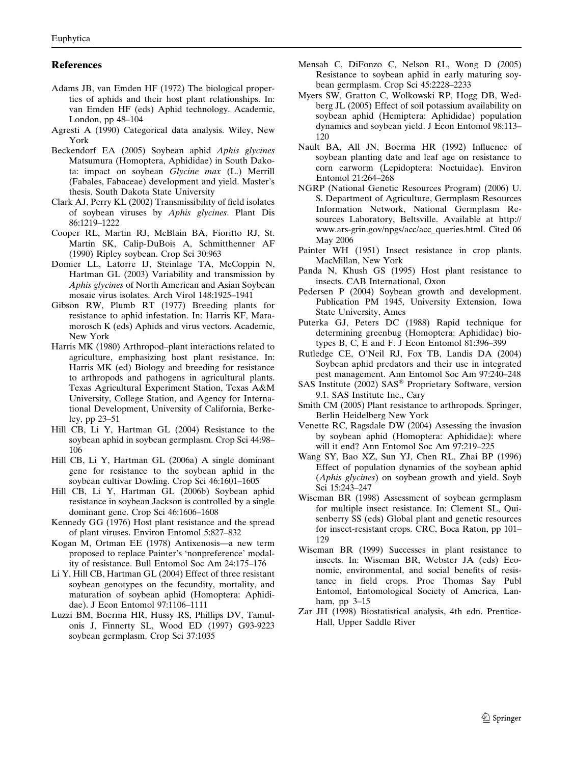## References

Adams JB, van Emden HF (1972) The biological properties of aphids and their host plant relationships. In: van Emden HF (eds) Aphid technology. Academic, London, pp 48–104

Agresti A (1990) Categorical data analysis. Wiley, New York

Beckendorf EA (2005) Soybean aphid *Aphis glycines* Matsumura (Homoptera, Aphididae) in South Dakota: impact on soybean *Glycine max* (L.) Merrill (Fabales, Fabaceae) development and yield. Master's thesis, South Dakota State University

Clark AJ, Perry KL (2002) Transmissibility of field isolates of soybean viruses by *Aphis glycines*. Plant Dis 86:1219–1222

Cooper RL, Martin RJ, McBlain BA, Fioritto RJ, St. Martin SK, Calip-DuBois A, Schmitthenner AF (1990) Ripley soybean. Crop Sci 30:963

Domier LL, Latorre IJ, Steinlage TA, McCoppin N, Hartman GL (2003) Variability and transmission by *Aphis glycines* of North American and Asian Soybean mosaic virus isolates. Arch Virol 148:1925–1941

Gibson RW, Plumb RT (1977) Breeding plants for resistance to aphid infestation. In: Harris KF, Maramorosch K (eds) Aphids and virus vectors. Academic, New York

Harris MK (1980) Arthropod–plant interactions related to agriculture, emphasizing host plant resistance. In: Harris MK (ed) Biology and breeding for resistance to arthropods and pathogens in agricultural plants. Texas Agricultural Experiment Station, Texas A&M University, College Station, and Agency for International Development, University of California, Berkeley, pp 23–51

Hill CB, Li Y, Hartman GL (2004) Resistance to the soybean aphid in soybean germplasm. Crop Sci 44:98–106

Hill CB, Li Y, Hartman GL (2006a) A single dominant gene for resistance to the soybean aphid in the soybean cultivar Dowling. Crop Sci 46:1601–1605

Hill CB, Li Y, Hartman GL (2006b) Soybean aphid resistance in soybean Jackson is controlled by a single dominant gene. Crop Sci 46:1606–1608

Kennedy GG (1976) Host plant resistance and the spread of plant viruses. Environ Entomol 5:827–832

Kogan M, Ortman EE (1978) Antixenosis—a new term proposed to replace Painter's 'nonpreference' modality of resistance. Bull Entomol Soc Am 24:175–176

Li Y, Hill CB, Hartman GL (2004) Effect of three resistant soybean genotypes on the fecundity, mortality, and maturation of soybean aphid (Homoptera: Aphididae). J Econ Entomol 97:1106–1111

Luzzi BM, Boerma HR, Hussy RS, Phillips DV, Tamulonis J, Finnerty SL, Wood ED (1997) G93-9223 soybean germplasm. Crop Sci 37:1035

Mensah C, DiFonzo C, Nelson RL, Wong D (2005) Resistance to soybean aphid in early maturing soybean germplasm. Crop Sci 45:2228–2233

Myers SW, Gratton C, Wolkowski RP, Hogg DB, Wedberg JL (2005) Effect of soil potassium availability on soybean aphid (Hemiptera: Aphididae) population dynamics and soybean yield. J Econ Entomol 98:113–120

Nault BA, All JN, Boerma HR (1992) Influence of soybean planting date and leaf age on resistance to corn earworm (Lepidoptera: Noctuidae). Environ Entomol 21:264–268

NGRP (National Genetic Resources Program) (2006) U. S. Department of Agriculture, Germplasm Resources Information Network, National Germplasm Resources Laboratory, Beltsville. Available at http://www.ars-grin.gov/npgs/acc/acc_queries.html. Cited 06 May 2006

Painter WH (1951) Insect resistance in crop plants. MacMillan, New York

Panda N, Khush GS (1995) Host plant resistance to insects. CAB International, Oxon

Pedersen P (2004) Soybean growth and development. Publication PM 1945, University Extension, Iowa State University, Ames

Puterka GJ, Peters DC (1988) Rapid technique for determining greenbug (Homoptera: Aphididae) biotypes B, C, E and F. J Econ Entomol 81:396–399

Rutledge CE, O'Neil RJ, Fox TB, Landis DA (2004) Soybean aphid predators and their use in integrated pest management. Ann Entomol Soc Am 97:240–248

SAS Institute (2002) SAS® Proprietary Software, version 9.1. SAS Institute Inc., Cary

Smith CM (2005) Plant resistance to arthropods. Springer, Berlin Heidelberg New York

Venette RC, Ragsdale DW (2004) Assessing the invasion by soybean aphid (Homoptera: Aphididae): where will it end? Ann Entomol Soc Am 97:219–225

Wang SY, Bao XZ, Sun YJ, Chen RL, Zhai BP (1996) Effect of population dynamics of the soybean aphid (*Aphis glycines*) on soybean growth and yield. Soyb Sci 15:243–247

Wiseman BR (1998) Assessment of soybean germplasm for multiple insect resistance. In: Clement SL, Quisenberry SS (eds) Global plant and genetic resources for insect-resistant crops. CRC, Boca Raton, pp 101–129

Wiseman BR (1999) Successes in plant resistance to insects. In: Wiseman BR, Webster JA (eds) Economic, environmental, and social benefits of resistance in field crops. Proc Thomas Say Publ Entomol, Entomological Society of America, Lanham, pp 3–15

Zar JH (1998) Biostatistical analysis, 4th edn. Prentice-Hall, Upper Saddle River